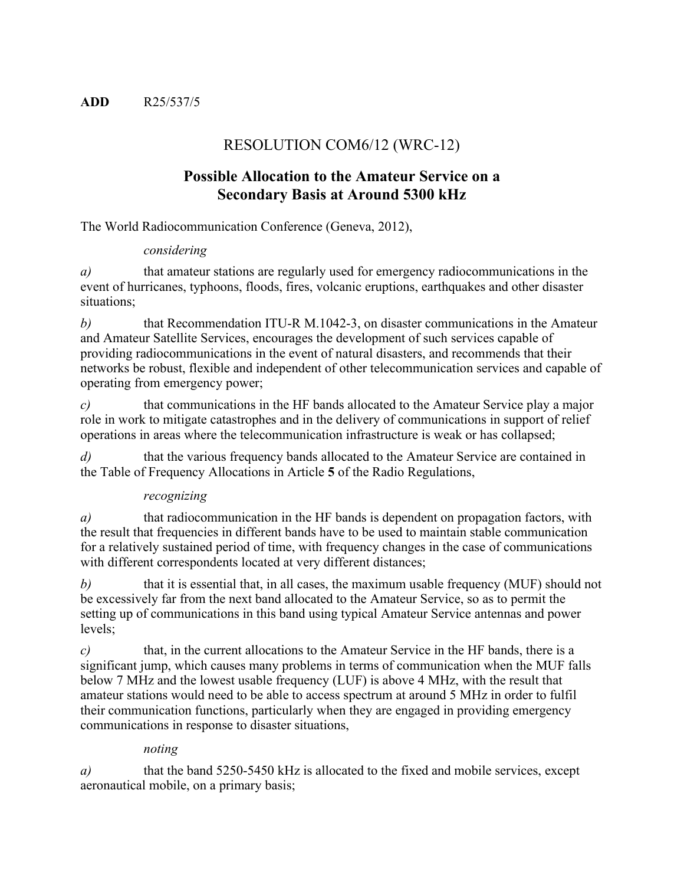**ADD** R25/537/5

# RESOLUTION COM6/12 (WRC-12)

## Possible Allocation to the Amateur Service on a Secondary Basis at Around 5300 kHz

The World Radiocommunication Conference (Geneva, 2012),

*considering*

*a)* that amateur stations are regularly used for emergency radiocommunications in the event of hurricanes, typhoons, floods, fires, volcanic eruptions, earthquakes and other disaster situations;

*b)* that Recommendation ITU-R M.1042-3, on disaster communications in the Amateur and Amateur Satellite Services, encourages the development of such services capable of providing radiocommunications in the event of natural disasters, and recommends that their networks be robust, flexible and independent of other telecommunication services and capable of operating from emergency power;

*c)* that communications in the HF bands allocated to the Amateur Service play a major role in work to mitigate catastrophes and in the delivery of communications in support of relief operations in areas where the telecommunication infrastructure is weak or has collapsed;

*d)* that the various frequency bands allocated to the Amateur Service are contained in the Table of Frequency Allocations in Article **5** of the Radio Regulations,

*recognizing*

*a)* that radiocommunication in the HF bands is dependent on propagation factors, with the result that frequencies in different bands have to be used to maintain stable communication for a relatively sustained period of time, with frequency changes in the case of communications with different correspondents located at very different distances;

*b)* that it is essential that, in all cases, the maximum usable frequency (MUF) should not be excessively far from the next band allocated to the Amateur Service, so as to permit the setting up of communications in this band using typical Amateur Service antennas and power levels;

*c)* that, in the current allocations to the Amateur Service in the HF bands, there is a significant jump, which causes many problems in terms of communication when the MUF falls below 7 MHz and the lowest usable frequency (LUF) is above 4 MHz, with the result that amateur stations would need to be able to access spectrum at around 5 MHz in order to fulfil their communication functions, particularly when they are engaged in providing emergency communications in response to disaster situations,

*noting*

*a)* that the band 5250-5450 kHz is allocated to the fixed and mobile services, except aeronautical mobile, on a primary basis;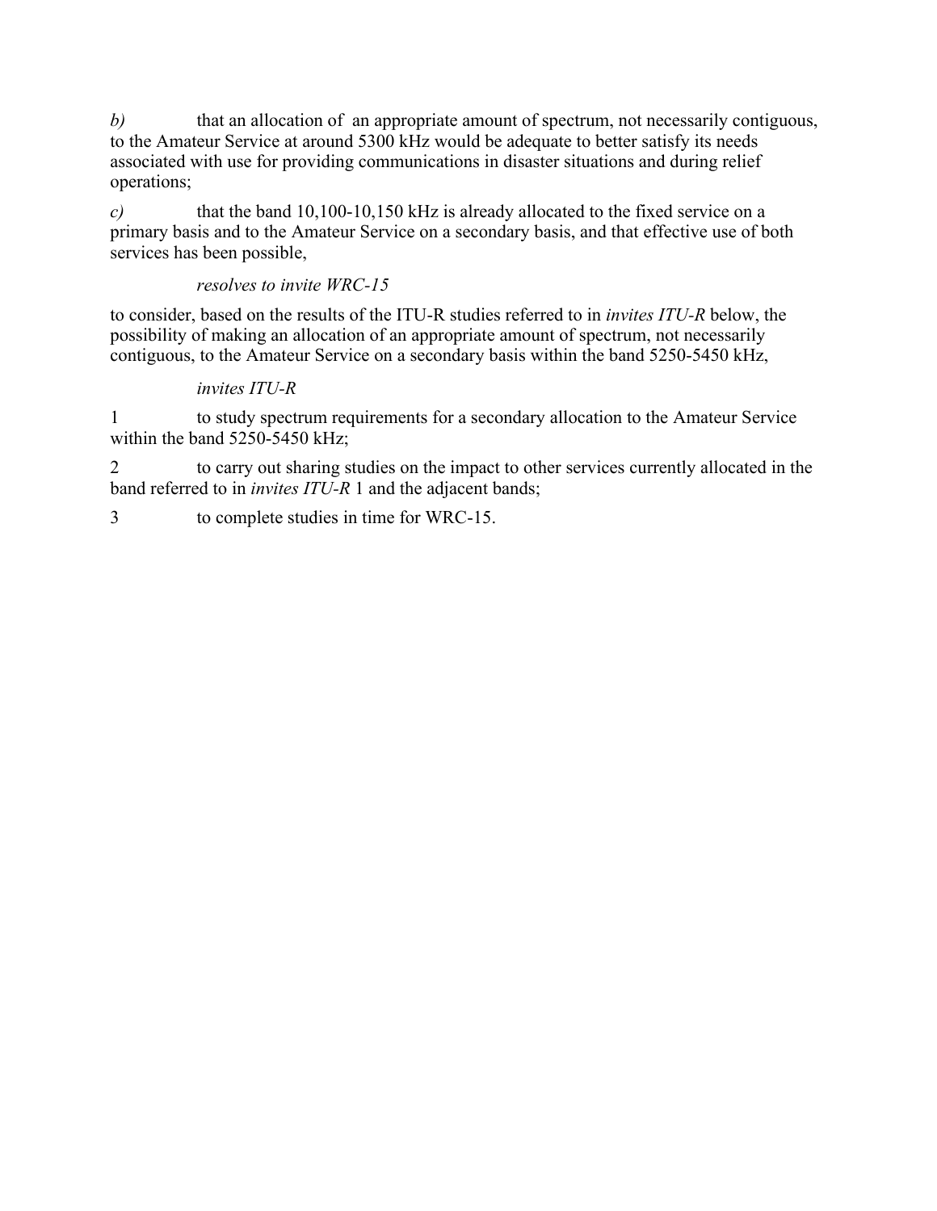*b)* that an allocation of an appropriate amount of spectrum, not necessarily contiguous, to the Amateur Service at around 5300 kHz would be adequate to better satisfy its needs associated with use for providing communications in disaster situations and during relief operations;

*c)* that the band 10,100-10,150 kHz is already allocated to the fixed service on a primary basis and to the Amateur Service on a secondary basis, and that effective use of both services has been possible,

*resolves to invite WRC-15*

to consider, based on the results of the ITU-R studies referred to in *invites ITU-R* below, the possibility of making an allocation of an appropriate amount of spectrum, not necessarily contiguous, to the Amateur Service on a secondary basis within the band 5250-5450 kHz,

*invites ITU-R*

1 to study spectrum requirements for a secondary allocation to the Amateur Service within the band 5250-5450 kHz;

2 to carry out sharing studies on the impact to other services currently allocated in the band referred to in *invites ITU-R* 1 and the adjacent bands;

3 to complete studies in time for WRC-15.